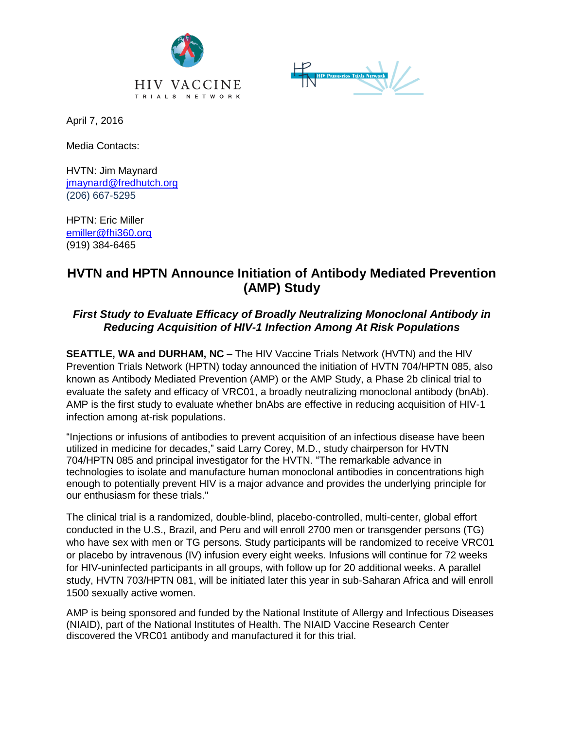HIV VACCINE TRIALS NETWORK

HIV Prevention Trials Network

April 7, 2016

Media Contacts:

HVTN: Jim Maynard
jmaynard@fredhutch.org
(206) 667-5295

HPTN: Eric Miller
emiller@fhi360.org
(919) 384-6465

# HVTN and HPTN Announce Initiation of Antibody Mediated Prevention (AMP) Study

### *First Study to Evaluate Efficacy of Broadly Neutralizing Monoclonal Antibody in Reducing Acquisition of HIV-1 Infection Among At Risk Populations*

**SEATTLE, WA and DURHAM, NC** – The HIV Vaccine Trials Network (HVTN) and the HIV Prevention Trials Network (HPTN) today announced the initiation of HVTN 704/HPTN 085, also known as Antibody Mediated Prevention (AMP) or the AMP Study, a Phase 2b clinical trial to evaluate the safety and efficacy of VRC01, a broadly neutralizing monoclonal antibody (bnAb). AMP is the first study to evaluate whether bnAbs are effective in reducing acquisition of HIV-1 infection among at-risk populations.

"Injections or infusions of antibodies to prevent acquisition of an infectious disease have been utilized in medicine for decades," said Larry Corey, M.D., study chairperson for HVTN 704/HPTN 085 and principal investigator for the HVTN. "The remarkable advance in technologies to isolate and manufacture human monoclonal antibodies in concentrations high enough to potentially prevent HIV is a major advance and provides the underlying principle for our enthusiasm for these trials."

The clinical trial is a randomized, double-blind, placebo-controlled, multi-center, global effort conducted in the U.S., Brazil, and Peru and will enroll 2700 men or transgender persons (TG) who have sex with men or TG persons. Study participants will be randomized to receive VRC01 or placebo by intravenous (IV) infusion every eight weeks. Infusions will continue for 72 weeks for HIV-uninfected participants in all groups, with follow up for 20 additional weeks. A parallel study, HVTN 703/HPTN 081, will be initiated later this year in sub-Saharan Africa and will enroll 1500 sexually active women.

AMP is being sponsored and funded by the National Institute of Allergy and Infectious Diseases (NIAID), part of the National Institutes of Health. The NIAID Vaccine Research Center discovered the VRC01 antibody and manufactured it for this trial.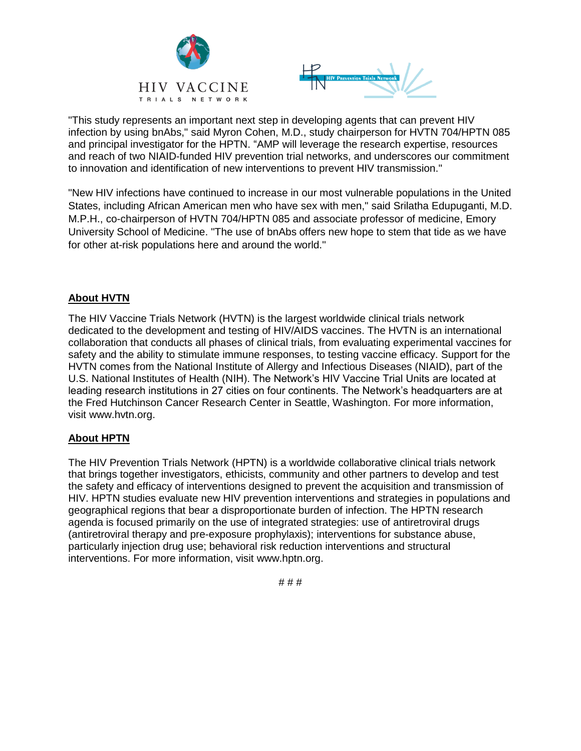"This study represents an important next step in developing agents that can prevent HIV infection by using bnAbs," said Myron Cohen, M.D., study chairperson for HVTN 704/HPTN 085 and principal investigator for the HPTN. "AMP will leverage the research expertise, resources and reach of two NIAID-funded HIV prevention trial networks, and underscores our commitment to innovation and identification of new interventions to prevent HIV transmission."

"New HIV infections have continued to increase in our most vulnerable populations in the United States, including African American men who have sex with men," said Srilatha Edupuganti, M.D. M.P.H., co-chairperson of HVTN 704/HPTN 085 and associate professor of medicine, Emory University School of Medicine. "The use of bnAbs offers new hope to stem that tide as we have for other at-risk populations here and around the world."

## About HVTN

The HIV Vaccine Trials Network (HVTN) is the largest worldwide clinical trials network dedicated to the development and testing of HIV/AIDS vaccines. The HVTN is an international collaboration that conducts all phases of clinical trials, from evaluating experimental vaccines for safety and the ability to stimulate immune responses, to testing vaccine efficacy. Support for the HVTN comes from the National Institute of Allergy and Infectious Diseases (NIAID), part of the U.S. National Institutes of Health (NIH). The Network's HIV Vaccine Trial Units are located at leading research institutions in 27 cities on four continents. The Network's headquarters are at the Fred Hutchinson Cancer Research Center in Seattle, Washington. For more information, visit www.hvtn.org.

## About HPTN

The HIV Prevention Trials Network (HPTN) is a worldwide collaborative clinical trials network that brings together investigators, ethicists, community and other partners to develop and test the safety and efficacy of interventions designed to prevent the acquisition and transmission of HIV. HPTN studies evaluate new HIV prevention interventions and strategies in populations and geographical regions that bear a disproportionate burden of infection. The HPTN research agenda is focused primarily on the use of integrated strategies: use of antiretroviral drugs (antiretroviral therapy and pre-exposure prophylaxis); interventions for substance abuse, particularly injection drug use; behavioral risk reduction interventions and structural interventions. For more information, visit www.hptn.org.

# # #